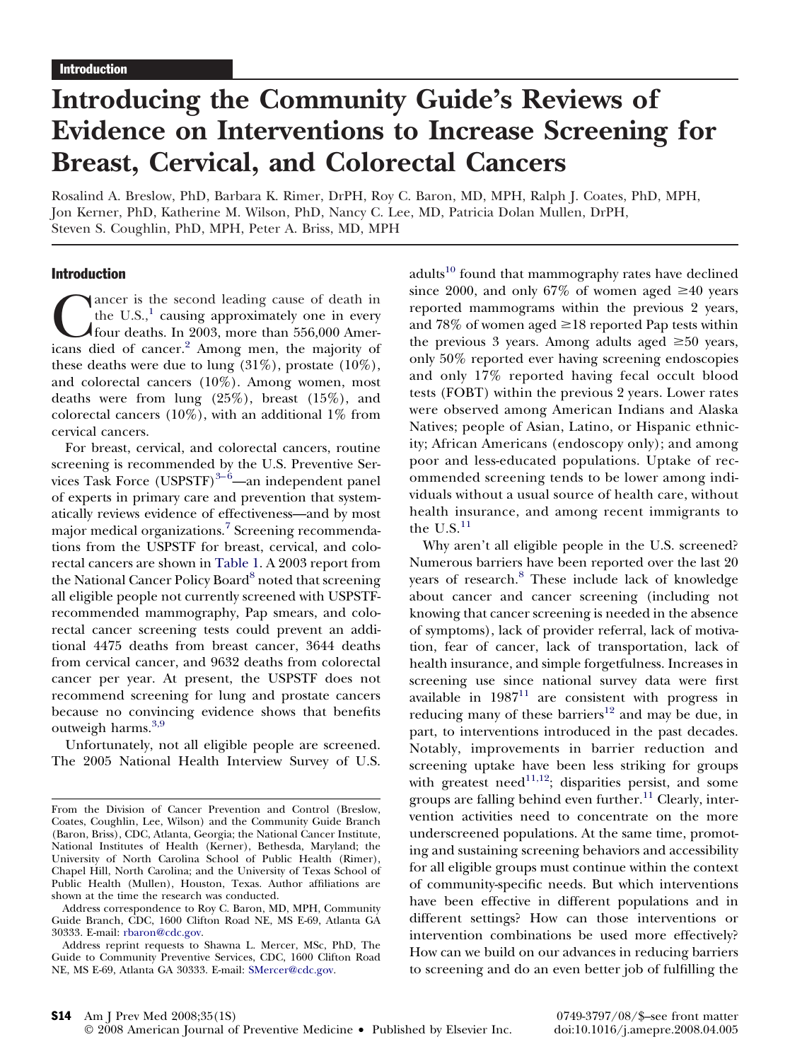Introduction

# Introducing the Community Guide's Reviews of Evidence on Interventions to Increase Screening for Breast, Cervical, and Colorectal Cancers

Rosalind A. Breslow, PhD, Barbara K. Rimer, DrPH, Roy C. Baron, MD, MPH, Ralph J. Coates, PhD, MPH, Jon Kerner, PhD, Katherine M. Wilson, PhD, Nancy C. Lee, MD, Patricia Dolan Mullen, DrPH, Steven S. Coughlin, PhD, MPH, Peter A. Briss, MD, MPH

## Introduction

Cancer is the second leading cause of death in the U.S.,[1] causing approximately one in every four deaths. In 2003, more than 556,000 Americans died of cancer.[2] Among men, the majority of these deaths were due to lung (31%), prostate (10%), and colorectal cancers (10%). Among women, most deaths were from lung (25%), breast (15%), and colorectal cancers (10%), with an additional 1% from cervical cancers.

For breast, cervical, and colorectal cancers, routine screening is recommended by the U.S. Preventive Services Task Force (USPSTF)[3–6]—an independent panel of experts in primary care and prevention that systematically reviews evidence of effectiveness—and by most major medical organizations.[7] Screening recommendations from the USPSTF for breast, cervical, and colorectal cancers are shown in Table 1. A 2003 report from the National Cancer Policy Board[8] noted that screening all eligible people not currently screened with USPSTF-recommended mammography, Pap smears, and colorectal cancer screening tests could prevent an additional 4475 deaths from breast cancer, 3644 deaths from cervical cancer, and 9632 deaths from colorectal cancer per year. At present, the USPSTF does not recommend screening for lung and prostate cancers because no convincing evidence shows that benefits outweigh harms.[3,9]

Unfortunately, not all eligible people are screened. The 2005 National Health Interview Survey of U.S. adults[10] found that mammography rates have declined since 2000, and only 67% of women aged ≥40 years reported mammograms within the previous 2 years, and 78% of women aged ≥18 reported Pap tests within the previous 3 years. Among adults aged ≥50 years, only 50% reported ever having screening endoscopies and only 17% reported having fecal occult blood tests (FOBT) within the previous 2 years. Lower rates were observed among American Indians and Alaska Natives; people of Asian, Latino, or Hispanic ethnicity; African Americans (endoscopy only); and among poor and less-educated populations. Uptake of recommended screening tends to be lower among individuals without a usual source of health care, without health insurance, and among recent immigrants to the U.S.[11]

Why aren't all eligible people in the U.S. screened? Numerous barriers have been reported over the last 20 years of research.[8] These include lack of knowledge about cancer and cancer screening (including not knowing that cancer screening is needed in the absence of symptoms), lack of provider referral, lack of motivation, fear of cancer, lack of transportation, lack of health insurance, and simple forgetfulness. Increases in screening use since national survey data were first available in 1987[11] are consistent with progress in reducing many of these barriers[12] and may be due, in part, to interventions introduced in the past decades. Notably, improvements in barrier reduction and screening uptake have been less striking for groups with greatest need[11,12]; disparities persist, and some groups are falling behind even further.[11] Clearly, intervention activities need to concentrate on the more underscreened populations. At the same time, promoting and sustaining screening behaviors and accessibility for all eligible groups must continue within the context of community-specific needs. But which interventions have been effective in different populations and in different settings? How can those interventions or intervention combinations be used more effectively? How can we build on our advances in reducing barriers to screening and do an even better job of fulfilling the

From the Division of Cancer Prevention and Control (Breslow, Coates, Coughlin, Lee, Wilson) and the Community Guide Branch (Baron, Briss), CDC, Atlanta, Georgia; the National Cancer Institute, National Institutes of Health (Kerner), Bethesda, Maryland; the University of North Carolina School of Public Health (Rimer), Chapel Hill, North Carolina; and the University of Texas School of Public Health (Mullen), Houston, Texas. Author affiliations are shown at the time the research was conducted.

Address correspondence to Roy C. Baron, MD, MPH, Community Guide Branch, CDC, 1600 Clifton Road NE, MS E-69, Atlanta GA 30333. E-mail: rbaron@cdc.gov.

Address reprint requests to Shawna L. Mercer, MSc, PhD, The Guide to Community Preventive Services, CDC, 1600 Clifton Road NE, MS E-69, Atlanta GA 30333. E-mail: SMercer@cdc.gov.

0749-3797/08/$–see front matter
doi:10.1016/j.amepre.2008.04.005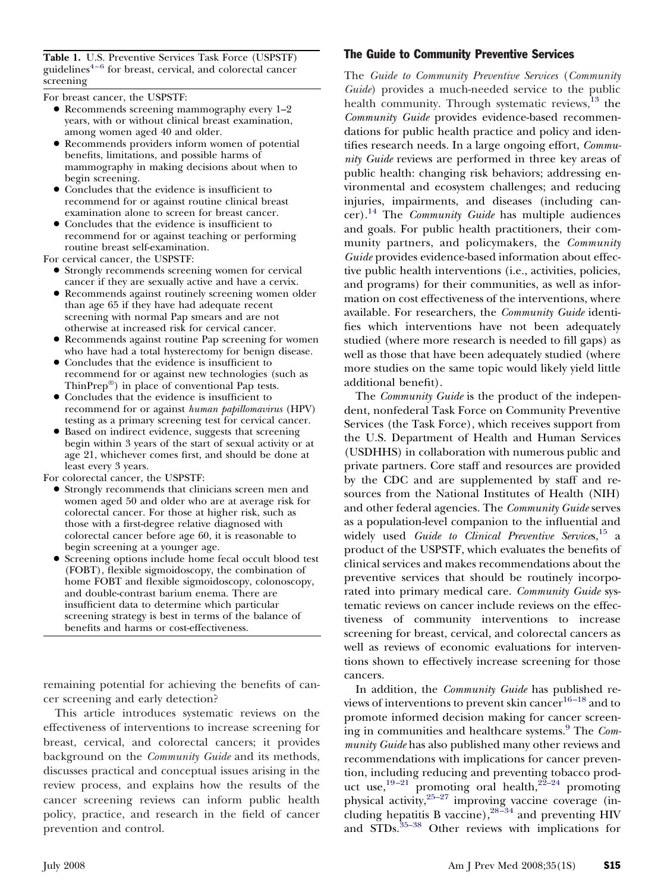**Table 1.** U.S. Preventive Services Task Force (USPSTF) guidelines[4–6] for breast, cervical, and colorectal cancer screening

For breast cancer, the USPSTF:

- Recommends screening mammography every 1–2 years, with or without clinical breast examination, among women aged 40 and older.
- Recommends providers inform women of potential benefits, limitations, and possible harms of mammography in making decisions about when to begin screening.
- Concludes that the evidence is insufficient to recommend for or against routine clinical breast examination alone to screen for breast cancer.
- Concludes that the evidence is insufficient to recommend for or against teaching or performing routine breast self-examination.

For cervical cancer, the USPSTF:

- Strongly recommends screening women for cervical cancer if they are sexually active and have a cervix.
- Recommends against routinely screening women older than age 65 if they have had adequate recent screening with normal Pap smears and are not otherwise at increased risk for cervical cancer.
- Recommends against routine Pap screening for women who have had a total hysterectomy for benign disease.
- Concludes that the evidence is insufficient to recommend for or against new technologies (such as ThinPrep®) in place of conventional Pap tests.
- Concludes that the evidence is insufficient to recommend for or against *human papillomavirus* (HPV) testing as a primary screening test for cervical cancer.
- Based on indirect evidence, suggests that screening begin within 3 years of the start of sexual activity or at age 21, whichever comes first, and should be done at least every 3 years.

For colorectal cancer, the USPSTF:

- Strongly recommends that clinicians screen men and women aged 50 and older who are at average risk for colorectal cancer. For those at higher risk, such as those with a first-degree relative diagnosed with colorectal cancer before age 60, it is reasonable to begin screening at a younger age.
- Screening options include home fecal occult blood test (FOBT), flexible sigmoidoscopy, the combination of home FOBT and flexible sigmoidoscopy, colonoscopy, and double-contrast barium enema. There are insufficient data to determine which particular screening strategy is best in terms of the balance of benefits and harms or cost-effectiveness.

remaining potential for achieving the benefits of cancer screening and early detection?

This article introduces systematic reviews on the effectiveness of interventions to increase screening for breast, cervical, and colorectal cancers; it provides background on the *Community Guide* and its methods, discusses practical and conceptual issues arising in the review process, and explains how the results of the cancer screening reviews can inform public health policy, practice, and research in the field of cancer prevention and control.

## The Guide to Community Preventive Services

The *Guide to Community Preventive Services* (*Community Guide*) provides a much-needed service to the public health community. Through systematic reviews,[13] the *Community Guide* provides evidence-based recommendations for public health practice and policy and identifies research needs. In a large ongoing effort, *Community Guide* reviews are performed in three key areas of public health: changing risk behaviors; addressing environmental and ecosystem challenges; and reducing injuries, impairments, and diseases (including cancer).[14] The *Community Guide* has multiple audiences and goals. For public health practitioners, their community partners, and policymakers, the *Community Guide* provides evidence-based information about effective public health interventions (i.e., activities, policies, and programs) for their communities, as well as information on cost effectiveness of the interventions, where available. For researchers, the *Community Guide* identifies which interventions have not been adequately studied (where more research is needed to fill gaps) as well as those that have been adequately studied (where more studies on the same topic would likely yield little additional benefit).

The *Community Guide* is the product of the independent, nonfederal Task Force on Community Preventive Services (the Task Force), which receives support from the U.S. Department of Health and Human Services (USDHHS) in collaboration with numerous public and private partners. Core staff and resources are provided by the CDC and are supplemented by staff and resources from the National Institutes of Health (NIH) and other federal agencies. The *Community Guide* serves as a population-level companion to the influential and widely used *Guide to Clinical Preventive Services*,[15] a product of the USPSTF, which evaluates the benefits of clinical services and makes recommendations about the preventive services that should be routinely incorporated into primary medical care. *Community Guide* systematic reviews on cancer include reviews on the effectiveness of community interventions to increase screening for breast, cervical, and colorectal cancers as well as reviews of economic evaluations for interventions shown to effectively increase screening for those cancers.

In addition, the *Community Guide* has published reviews of interventions to prevent skin cancer[16–18] and to promote informed decision making for cancer screening in communities and healthcare systems.[9] The *Community Guide* has also published many other reviews and recommendations with implications for cancer prevention, including reducing and preventing tobacco product use,[19–21] promoting oral health,[22–24] promoting physical activity,[25–27] improving vaccine coverage (including hepatitis B vaccine),[28–34] and preventing HIV and STDs.[35–38] Other reviews with implications for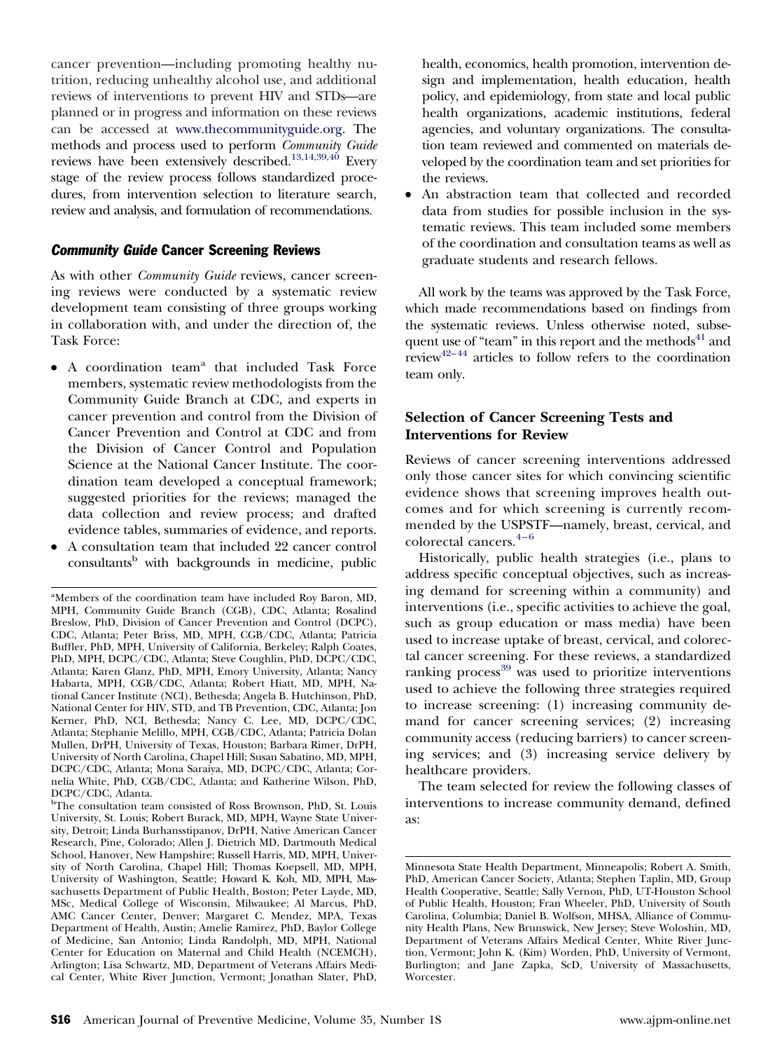cancer prevention—including promoting healthy nutrition, reducing unhealthy alcohol use, and additional reviews of interventions to prevent HIV and STDs—are planned or in progress and information on these reviews can be accessed at www.thecommunityguide.org. The methods and process used to perform *Community Guide* reviews have been extensively described.[13,14,39,40] Every stage of the review process follows standardized procedures, from intervention selection to literature search, review and analysis, and formulation of recommendations.

### *Community Guide* Cancer Screening Reviews

As with other *Community Guide* reviews, cancer screening reviews were conducted by a systematic review development team consisting of three groups working in collaboration with, and under the direction of, the Task Force:

- A coordination team[a] that included Task Force members, systematic review methodologists from the Community Guide Branch at CDC, and experts in cancer prevention and control from the Division of Cancer Prevention and Control at CDC and from the Division of Cancer Control and Population Science at the National Cancer Institute. The coordination team developed a conceptual framework; suggested priorities for the reviews; managed the data collection and review process; and drafted evidence tables, summaries of evidence, and reports.
- A consultation team that included 22 cancer control consultants[b] with backgrounds in medicine, public health, economics, health promotion, intervention design and implementation, health education, health policy, and epidemiology, from state and local public health organizations, academic institutions, federal agencies, and voluntary organizations. The consultation team reviewed and commented on materials developed by the coordination team and set priorities for the reviews.
- An abstraction team that collected and recorded data from studies for possible inclusion in the systematic reviews. This team included some members of the coordination and consultation teams as well as graduate students and research fellows.

All work by the teams was approved by the Task Force, which made recommendations based on findings from the systematic reviews. Unless otherwise noted, subsequent use of "team" in this report and the methods[41] and review[42–44] articles to follow refers to the coordination team only.

### Selection of Cancer Screening Tests and Interventions for Review

Reviews of cancer screening interventions addressed only those cancer sites for which convincing scientific evidence shows that screening improves health outcomes and for which screening is currently recommended by the USPSTF—namely, breast, cervical, and colorectal cancers.[4–6]

Historically, public health strategies (i.e., plans to address specific conceptual objectives, such as increasing demand for screening within a community) and interventions (i.e., specific activities to achieve the goal, such as group education or mass media) have been used to increase uptake of breast, cervical, and colorectal cancer screening. For these reviews, a standardized ranking process[39] was used to prioritize interventions used to achieve the following three strategies required to increase screening: (1) increasing community demand for cancer screening services; (2) increasing community access (reducing barriers) to cancer screening services; and (3) increasing service delivery by healthcare providers.

The team selected for review the following classes of interventions to increase community demand, defined as:

---

[a]Members of the coordination team have included Roy Baron, MD, MPH, Community Guide Branch (CGB), CDC, Atlanta; Rosalind Breslow, PhD, Division of Cancer Prevention and Control (DCPC), CDC, Atlanta; Peter Briss, MD, MPH, CGB/CDC, Atlanta; Patricia Buffler, PhD, MPH, University of California, Berkeley; Ralph Coates, PhD, MPH, DCPC/CDC, Atlanta; Steve Coughlin, PhD, DCPC/CDC, Atlanta; Karen Glanz, PhD, MPH, Emory University, Atlanta; Nancy Habarta, MPH, CGB/CDC, Atlanta; Robert Hiatt, MD, MPH, National Cancer Institute (NCI), Bethesda; Angela B. Hutchinson, PhD, National Center for HIV, STD, and TB Prevention, CDC, Atlanta; Jon Kerner, PhD, NCI, Bethesda; Nancy C. Lee, MD, DCPC/CDC, Atlanta; Stephanie Melillo, MPH, CGB/CDC, Atlanta; Patricia Dolan Mullen, DrPH, University of Texas, Houston; Barbara Rimer, DrPH, University of North Carolina, Chapel Hill; Susan Sabatino, MD, MPH, DCPC/CDC, Atlanta; Mona Saraiya, MD, DCPC/CDC, Atlanta; Cornelia White, PhD, CGB/CDC, Atlanta; and Katherine Wilson, PhD, DCPC/CDC, Atlanta.

[b]The consultation team consisted of Ross Brownson, PhD, St. Louis University, St. Louis; Robert Burack, MD, MPH, Wayne State University, Detroit; Linda Burhansstipanov, DrPH, Native American Cancer Research, Pine, Colorado; Allen J. Dietrich MD, Dartmouth Medical School, Hanover, New Hampshire; Russell Harris, MD, MPH, University of North Carolina, Chapel Hill; Thomas Koepsell, MD, MPH, University of Washington, Seattle; Howard K. Koh, MD, MPH, Massachusetts Department of Public Health, Boston; Peter Layde, MD, MSc, Medical College of Wisconsin, Milwaukee; Al Marcus, PhD, AMC Cancer Center, Denver; Margaret C. Mendez, MPA, Texas Department of Health, Austin; Amelie Ramirez, PhD, Baylor College of Medicine, San Antonio; Linda Randolph, MD, MPH, National Center for Education on Maternal and Child Health (NCEMCH), Arlington; Lisa Schwartz, MD, Department of Veterans Affairs Medical Center, White River Junction, Vermont; Jonathan Slater, PhD, Minnesota State Health Department, Minneapolis; Robert A. Smith, PhD, American Cancer Society, Atlanta; Stephen Taplin, MD, Group Health Cooperative, Seattle; Sally Vernon, PhD, UT-Houston School of Public Health, Houston; Fran Wheeler, PhD, University of South Carolina, Columbia; Daniel B. Wolfson, MHSA, Alliance of Community Health Plans, New Brunswick, New Jersey; Steve Woloshin, MD, Department of Veterans Affairs Medical Center, White River Junction, Vermont; John K. (Kim) Worden, PhD, University of Vermont, Burlington; and Jane Zapka, ScD, University of Massachusetts, Worcester.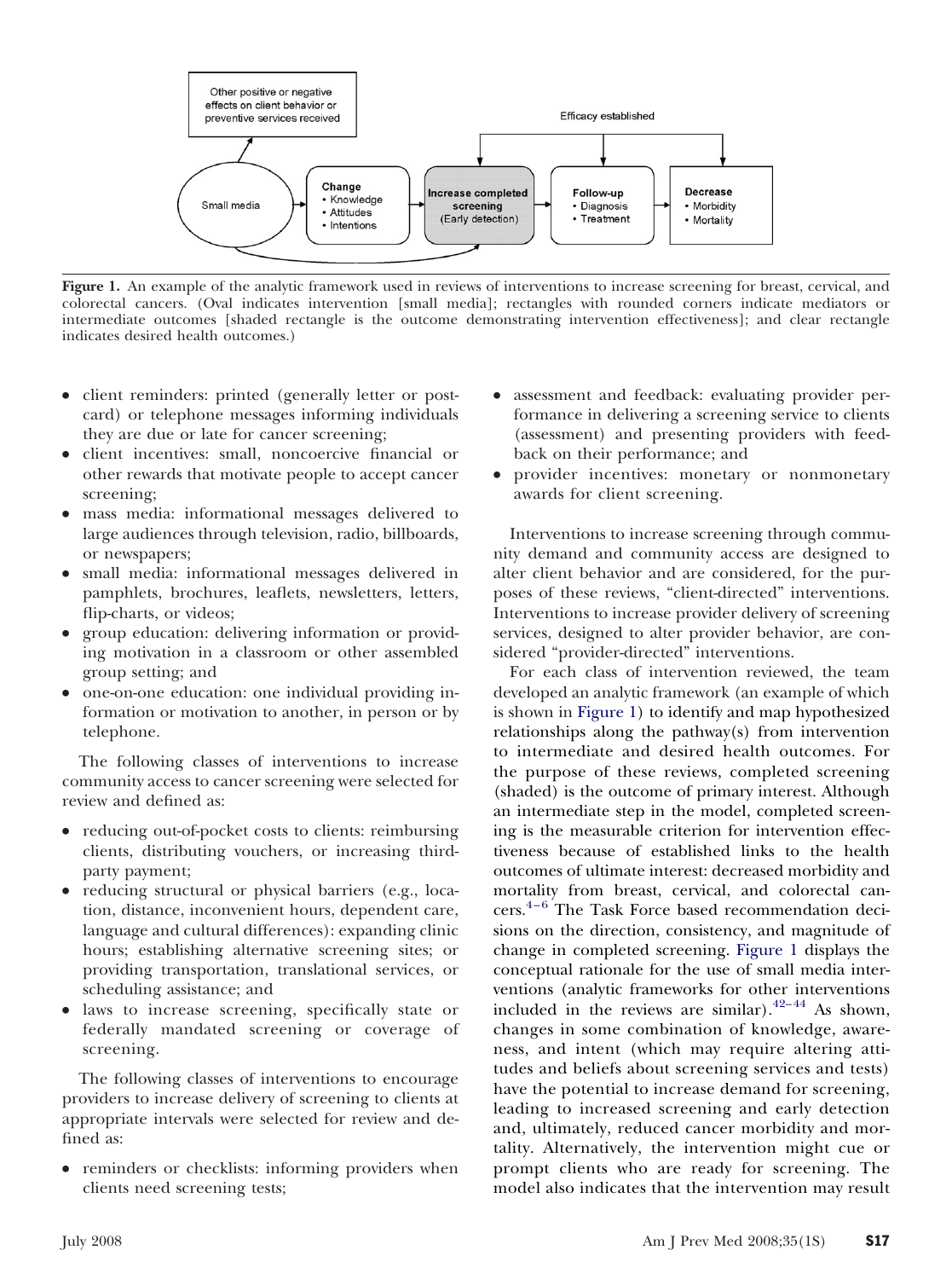Other positive or negative effects on client behavior or preventive services received

Efficacy established

Small media → Change • Knowledge • Attitudes • Intentions → Increase completed screening (Early detection) → Follow-up • Diagnosis • Treatment → Decrease • Morbidity • Mortality

**Figure 1.** An example of the analytic framework used in reviews of interventions to increase screening for breast, cervical, and colorectal cancers. (Oval indicates intervention [small media]; rectangles with rounded corners indicate mediators or intermediate outcomes [shaded rectangle is the outcome demonstrating intervention effectiveness]; and clear rectangle indicates desired health outcomes.)

- client reminders: printed (generally letter or postcard) or telephone messages informing individuals they are due or late for cancer screening;
- client incentives: small, noncoercive financial or other rewards that motivate people to accept cancer screening;
- mass media: informational messages delivered to large audiences through television, radio, billboards, or newspapers;
- small media: informational messages delivered in pamphlets, brochures, leaflets, newsletters, letters, flip-charts, or videos;
- group education: delivering information or providing motivation in a classroom or other assembled group setting; and
- one-on-one education: one individual providing information or motivation to another, in person or by telephone.

The following classes of interventions to increase community access to cancer screening were selected for review and defined as:

- reducing out-of-pocket costs to clients: reimbursing clients, distributing vouchers, or increasing third-party payment;
- reducing structural or physical barriers (e.g., location, distance, inconvenient hours, dependent care, language and cultural differences): expanding clinic hours; establishing alternative screening sites; or providing transportation, translational services, or scheduling assistance; and
- laws to increase screening, specifically state or federally mandated screening or coverage of screening.

The following classes of interventions to encourage providers to increase delivery of screening to clients at appropriate intervals were selected for review and defined as:

- reminders or checklists: informing providers when clients need screening tests;
- assessment and feedback: evaluating provider performance in delivering a screening service to clients (assessment) and presenting providers with feedback on their performance; and
- provider incentives: monetary or nonmonetary awards for client screening.

Interventions to increase screening through community demand and community access are designed to alter client behavior and are considered, for the purposes of these reviews, "client-directed" interventions. Interventions to increase provider delivery of screening services, designed to alter provider behavior, are considered "provider-directed" interventions.

For each class of intervention reviewed, the team developed an analytic framework (an example of which is shown in Figure 1) to identify and map hypothesized relationships along the pathway(s) from intervention to intermediate and desired health outcomes. For the purpose of these reviews, completed screening (shaded) is the outcome of primary interest. Although an intermediate step in the model, completed screening is the measurable criterion for intervention effectiveness because of established links to the health outcomes of ultimate interest: decreased morbidity and mortality from breast, cervical, and colorectal cancers.[4–6] The Task Force based recommendation decisions on the direction, consistency, and magnitude of change in completed screening. Figure 1 displays the conceptual rationale for the use of small media interventions (analytic frameworks for other interventions included in the reviews are similar).[42–44] As shown, changes in some combination of knowledge, awareness, and intent (which may require altering attitudes and beliefs about screening services and tests) have the potential to increase demand for screening, leading to increased screening and early detection and, ultimately, reduced cancer morbidity and mortality. Alternatively, the intervention might cue or prompt clients who are ready for screening. The model also indicates that the intervention may result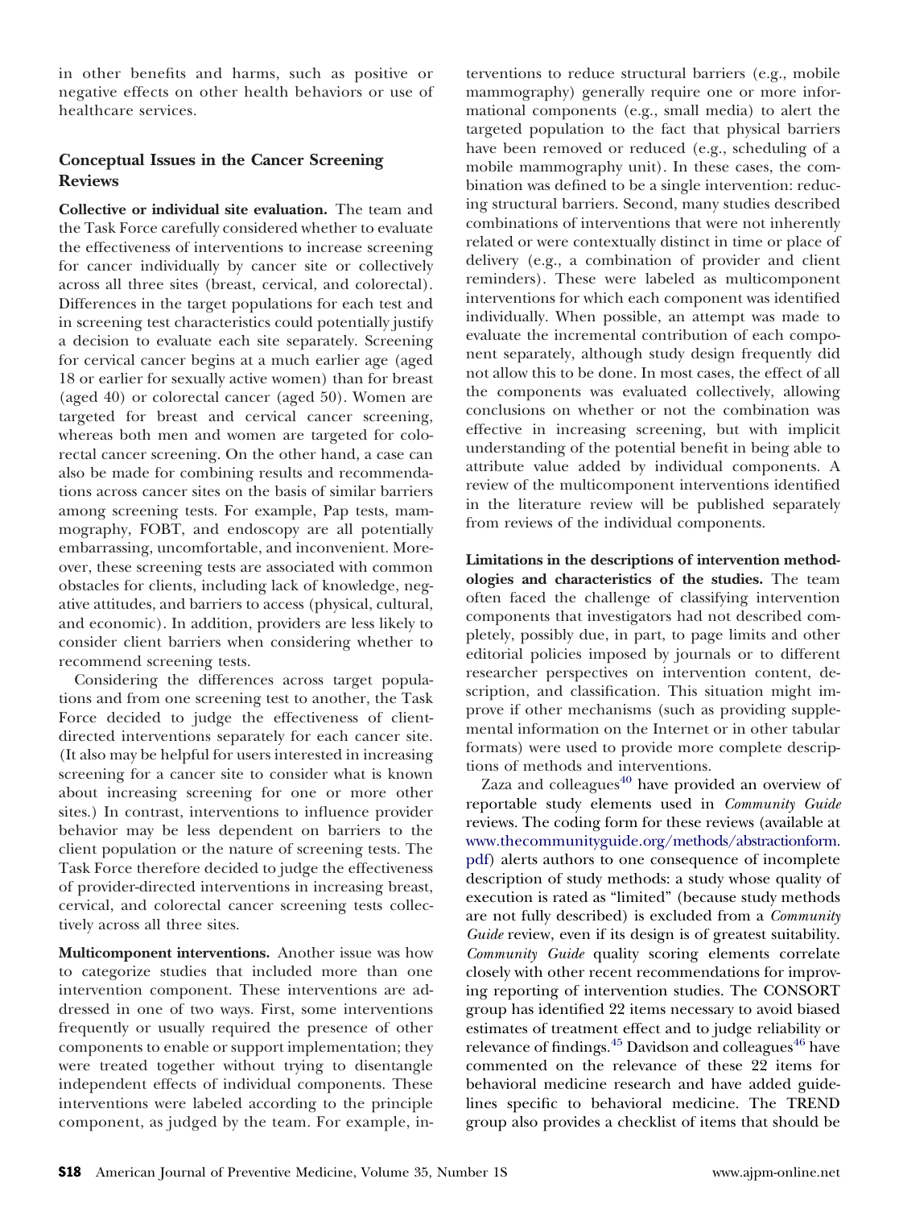in other benefits and harms, such as positive or negative effects on other health behaviors or use of healthcare services.

## Conceptual Issues in the Cancer Screening Reviews

**Collective or individual site evaluation.** The team and the Task Force carefully considered whether to evaluate the effectiveness of interventions to increase screening for cancer individually by cancer site or collectively across all three sites (breast, cervical, and colorectal). Differences in the target populations for each test and in screening test characteristics could potentially justify a decision to evaluate each site separately. Screening for cervical cancer begins at a much earlier age (aged 18 or earlier for sexually active women) than for breast (aged 40) or colorectal cancer (aged 50). Women are targeted for breast and cervical cancer screening, whereas both men and women are targeted for colorectal cancer screening. On the other hand, a case can also be made for combining results and recommendations across cancer sites on the basis of similar barriers among screening tests. For example, Pap tests, mammography, FOBT, and endoscopy are all potentially embarrassing, uncomfortable, and inconvenient. Moreover, these screening tests are associated with common obstacles for clients, including lack of knowledge, negative attitudes, and barriers to access (physical, cultural, and economic). In addition, providers are less likely to consider client barriers when considering whether to recommend screening tests.

Considering the differences across target populations and from one screening test to another, the Task Force decided to judge the effectiveness of client-directed interventions separately for each cancer site. (It also may be helpful for users interested in increasing screening for a cancer site to consider what is known about increasing screening for one or more other sites.) In contrast, interventions to influence provider behavior may be less dependent on barriers to the client population or the nature of screening tests. The Task Force therefore decided to judge the effectiveness of provider-directed interventions in increasing breast, cervical, and colorectal cancer screening tests collectively across all three sites.

**Multicomponent interventions.** Another issue was how to categorize studies that included more than one intervention component. These interventions are addressed in one of two ways. First, some interventions frequently or usually required the presence of other components to enable or support implementation; they were treated together without trying to disentangle independent effects of individual components. These interventions were labeled according to the principle component, as judged by the team. For example, interventions to reduce structural barriers (e.g., mobile mammography) generally require one or more informational components (e.g., small media) to alert the targeted population to the fact that physical barriers have been removed or reduced (e.g., scheduling of a mobile mammography unit). In these cases, the combination was defined to be a single intervention: reducing structural barriers. Second, many studies described combinations of interventions that were not inherently related or were contextually distinct in time or place of delivery (e.g., a combination of provider and client reminders). These were labeled as multicomponent interventions for which each component was identified individually. When possible, an attempt was made to evaluate the incremental contribution of each component separately, although study design frequently did not allow this to be done. In most cases, the effect of all the components was evaluated collectively, allowing conclusions on whether or not the combination was effective in increasing screening, but with implicit understanding of the potential benefit in being able to attribute value added by individual components. A review of the multicomponent interventions identified in the literature review will be published separately from reviews of the individual components.

**Limitations in the descriptions of intervention methodologies and characteristics of the studies.** The team often faced the challenge of classifying intervention components that investigators had not described completely, possibly due, in part, to page limits and other editorial policies imposed by journals or to different researcher perspectives on intervention content, description, and classification. This situation might improve if other mechanisms (such as providing supplemental information on the Internet or in other tabular formats) were used to provide more complete descriptions of methods and interventions.

Zaza and colleagues[40] have provided an overview of reportable study elements used in *Community Guide* reviews. The coding form for these reviews (available at www.thecommunityguide.org/methods/abstractionform.pdf) alerts authors to one consequence of incomplete description of study methods: a study whose quality of execution is rated as "limited" (because study methods are not fully described) is excluded from a *Community Guide* review, even if its design is of greatest suitability. *Community Guide* quality scoring elements correlate closely with other recent recommendations for improving reporting of intervention studies. The CONSORT group has identified 22 items necessary to avoid biased estimates of treatment effect and to judge reliability or relevance of findings.[45] Davidson and colleagues[46] have commented on the relevance of these 22 items for behavioral medicine research and have added guidelines specific to behavioral medicine. The TREND group also provides a checklist of items that should be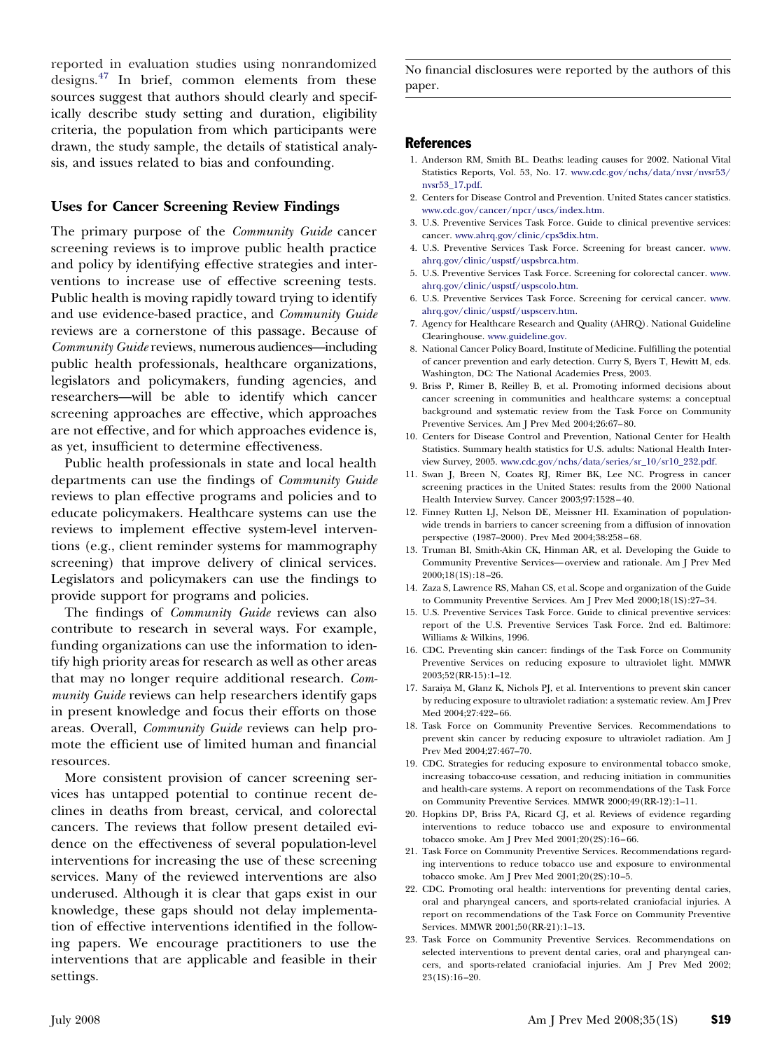reported in evaluation studies using nonrandomized designs.[47] In brief, common elements from these sources suggest that authors should clearly and specifically describe study setting and duration, eligibility criteria, the population from which participants were drawn, the study sample, the details of statistical analysis, and issues related to bias and confounding.

### Uses for Cancer Screening Review Findings

The primary purpose of the *Community Guide* cancer screening reviews is to improve public health practice and policy by identifying effective strategies and interventions to increase use of effective screening tests. Public health is moving rapidly toward trying to identify and use evidence-based practice, and *Community Guide* reviews are a cornerstone of this passage. Because of *Community Guide* reviews, numerous audiences—including public health professionals, healthcare organizations, legislators and policymakers, funding agencies, and researchers—will be able to identify which cancer screening approaches are effective, which approaches are not effective, and for which approaches evidence is, as yet, insufficient to determine effectiveness.

Public health professionals in state and local health departments can use the findings of *Community Guide* reviews to plan effective programs and policies and to educate policymakers. Healthcare systems can use the reviews to implement effective system-level interventions (e.g., client reminder systems for mammography screening) that improve delivery of clinical services. Legislators and policymakers can use the findings to provide support for programs and policies.

The findings of *Community Guide* reviews can also contribute to research in several ways. For example, funding organizations can use the information to identify high priority areas for research as well as other areas that may no longer require additional research. *Community Guide* reviews can help researchers identify gaps in present knowledge and focus their efforts on those areas. Overall, *Community Guide* reviews can help promote the efficient use of limited human and financial resources.

More consistent provision of cancer screening services has untapped potential to continue recent declines in deaths from breast, cervical, and colorectal cancers. The reviews that follow present detailed evidence on the effectiveness of several population-level interventions for increasing the use of these screening services. Many of the reviewed interventions are also underused. Although it is clear that gaps exist in our knowledge, these gaps should not delay implementation of effective interventions identified in the following papers. We encourage practitioners to use the interventions that are applicable and feasible in their settings.

No financial disclosures were reported by the authors of this paper.

## References

1. Anderson RM, Smith BL. Deaths: leading causes for 2002. National Vital Statistics Reports, Vol. 53, No. 17. www.cdc.gov/nchs/data/nvsr/nvsr53/nvsr53_17.pdf.
2. Centers for Disease Control and Prevention. United States cancer statistics. www.cdc.gov/cancer/npcr/uscs/index.htm.
3. U.S. Preventive Services Task Force. Guide to clinical preventive services: cancer. www.ahrq.gov/clinic/cps3dix.htm.
4. U.S. Preventive Services Task Force. Screening for breast cancer. www.ahrq.gov/clinic/uspstf/uspsbrca.htm.
5. U.S. Preventive Services Task Force. Screening for colorectal cancer. www.ahrq.gov/clinic/uspstf/uspscolo.htm.
6. U.S. Preventive Services Task Force. Screening for cervical cancer. www.ahrq.gov/clinic/uspstf/uspscerv.htm.
7. Agency for Healthcare Research and Quality (AHRQ). National Guideline Clearinghouse. www.guideline.gov.
8. National Cancer Policy Board, Institute of Medicine. Fulfilling the potential of cancer prevention and early detection. Curry S, Byers T, Hewitt M, eds. Washington, DC: The National Academies Press, 2003.
9. Briss P, Rimer B, Reilley B, et al. Promoting informed decisions about cancer screening in communities and healthcare systems: a conceptual background and systematic review from the Task Force on Community Preventive Services. Am J Prev Med 2004;26:67–80.
10. Centers for Disease Control and Prevention, National Center for Health Statistics. Summary health statistics for U.S. adults: National Health Interview Survey, 2005. www.cdc.gov/nchs/data/series/sr_10/sr10_232.pdf.
11. Swan J, Breen N, Coates RJ, Rimer BK, Lee NC. Progress in cancer screening practices in the United States: results from the 2000 National Health Interview Survey. Cancer 2003;97:1528–40.
12. Finney Rutten LJ, Nelson DE, Meissner HI. Examination of population-wide trends in barriers to cancer screening from a diffusion of innovation perspective (1987–2000). Prev Med 2004;38:258–68.
13. Truman BI, Smith-Akin CK, Hinman AR, et al. Developing the Guide to Community Preventive Services—overview and rationale. Am J Prev Med 2000;18(1S):18–26.
14. Zaza S, Lawrence RS, Mahan CS, et al. Scope and organization of the Guide to Community Preventive Services. Am J Prev Med 2000;18(1S):27–34.
15. U.S. Preventive Services Task Force. Guide to clinical preventive services: report of the U.S. Preventive Services Task Force. 2nd ed. Baltimore: Williams & Wilkins, 1996.
16. CDC. Preventing skin cancer: findings of the Task Force on Community Preventive Services on reducing exposure to ultraviolet light. MMWR 2003;52(RR-15):1–12.
17. Saraiya M, Glanz K, Nichols PJ, et al. Interventions to prevent skin cancer by reducing exposure to ultraviolet radiation: a systematic review. Am J Prev Med 2004;27:422–66.
18. Task Force on Community Preventive Services. Recommendations to prevent skin cancer by reducing exposure to ultraviolet radiation. Am J Prev Med 2004;27:467–70.
19. CDC. Strategies for reducing exposure to environmental tobacco smoke, increasing tobacco-use cessation, and reducing initiation in communities and health-care systems. A report on recommendations of the Task Force on Community Preventive Services. MMWR 2000;49(RR-12):1–11.
20. Hopkins DP, Briss PA, Ricard CJ, et al. Reviews of evidence regarding interventions to reduce tobacco use and exposure to environmental tobacco smoke. Am J Prev Med 2001;20(2S):16–66.
21. Task Force on Community Preventive Services. Recommendations regarding interventions to reduce tobacco use and exposure to environmental tobacco smoke. Am J Prev Med 2001;20(2S):10–5.
22. CDC. Promoting oral health: interventions for preventing dental caries, oral and pharyngeal cancers, and sports-related craniofacial injuries. A report on recommendations of the Task Force on Community Preventive Services. MMWR 2001;50(RR-21):1–13.
23. Task Force on Community Preventive Services. Recommendations on selected interventions to prevent dental caries, oral and pharyngeal cancers, and sports-related craniofacial injuries. Am J Prev Med 2002; 23(1S):16–20.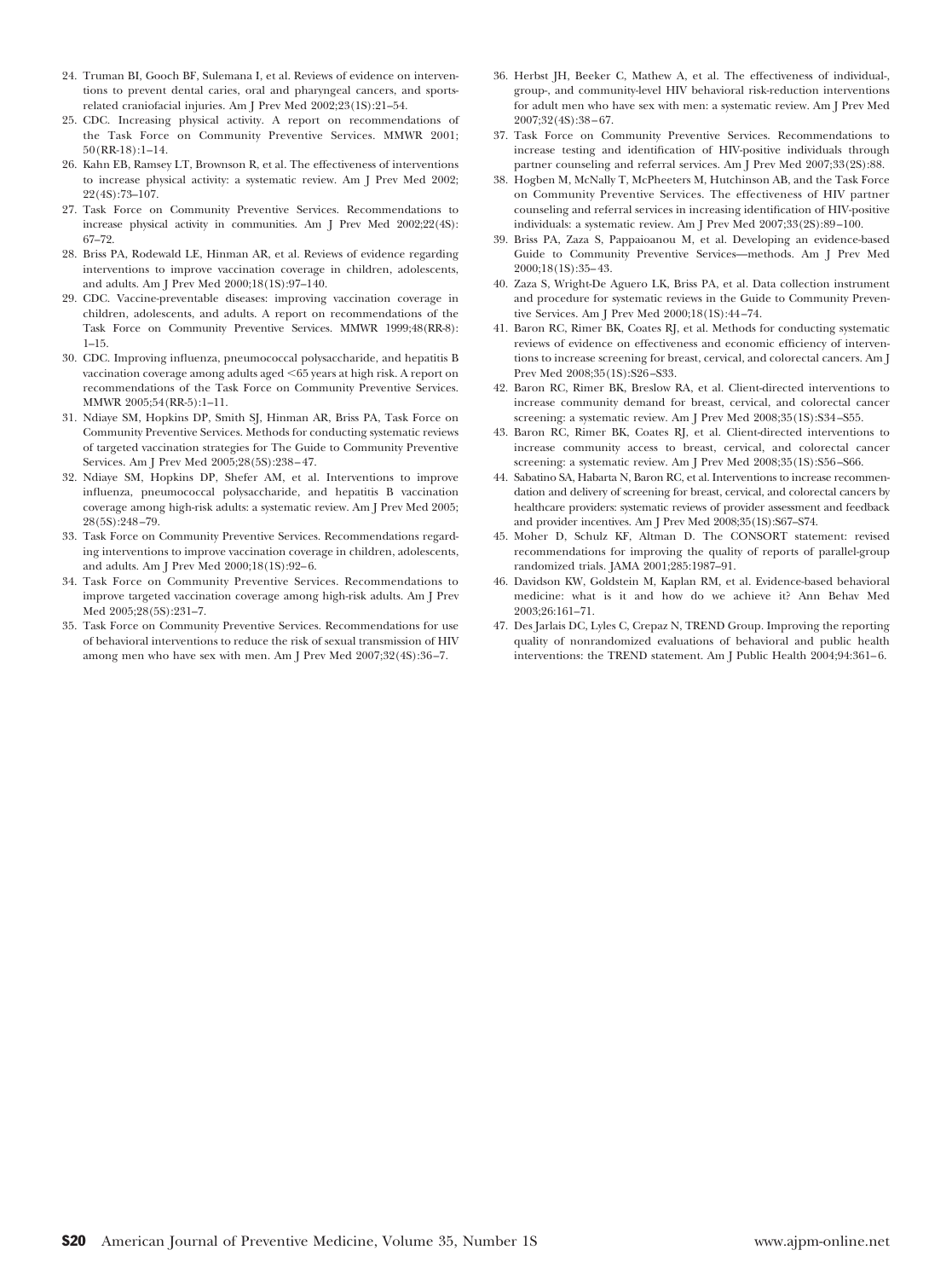24. Truman BI, Gooch BF, Sulemana I, et al. Reviews of evidence on interventions to prevent dental caries, oral and pharyngeal cancers, and sports-related craniofacial injuries. Am J Prev Med 2002;23(1S):21–54.
25. CDC. Increasing physical activity. A report on recommendations of the Task Force on Community Preventive Services. MMWR 2001; 50(RR-18):1–14.
26. Kahn EB, Ramsey LT, Brownson R, et al. The effectiveness of interventions to increase physical activity: a systematic review. Am J Prev Med 2002; 22(4S):73–107.
27. Task Force on Community Preventive Services. Recommendations to increase physical activity in communities. Am J Prev Med 2002;22(4S): 67–72.
28. Briss PA, Rodewald LE, Hinman AR, et al. Reviews of evidence regarding interventions to improve vaccination coverage in children, adolescents, and adults. Am J Prev Med 2000;18(1S):97–140.
29. CDC. Vaccine-preventable diseases: improving vaccination coverage in children, adolescents, and adults. A report on recommendations of the Task Force on Community Preventive Services. MMWR 1999;48(RR-8): 1–15.
30. CDC. Improving influenza, pneumococcal polysaccharide, and hepatitis B vaccination coverage among adults aged <65 years at high risk. A report on recommendations of the Task Force on Community Preventive Services. MMWR 2005;54(RR-5):1–11.
31. Ndiaye SM, Hopkins DP, Smith SJ, Hinman AR, Briss PA, Task Force on Community Preventive Services. Methods for conducting systematic reviews of targeted vaccination strategies for The Guide to Community Preventive Services. Am J Prev Med 2005;28(5S):238–47.
32. Ndiaye SM, Hopkins DP, Shefer AM, et al. Interventions to improve influenza, pneumococcal polysaccharide, and hepatitis B vaccination coverage among high-risk adults: a systematic review. Am J Prev Med 2005; 28(5S):248–79.
33. Task Force on Community Preventive Services. Recommendations regarding interventions to improve vaccination coverage in children, adolescents, and adults. Am J Prev Med 2000;18(1S):92–6.
34. Task Force on Community Preventive Services. Recommendations to improve targeted vaccination coverage among high-risk adults. Am J Prev Med 2005;28(5S):231–7.
35. Task Force on Community Preventive Services. Recommendations for use of behavioral interventions to reduce the risk of sexual transmission of HIV among men who have sex with men. Am J Prev Med 2007;32(4S):36–7.
36. Herbst JH, Beeker C, Mathew A, et al. The effectiveness of individual-, group-, and community-level HIV behavioral risk-reduction interventions for adult men who have sex with men: a systematic review. Am J Prev Med 2007;32(4S):38–67.
37. Task Force on Community Preventive Services. Recommendations to increase testing and identification of HIV-positive individuals through partner counseling and referral services. Am J Prev Med 2007;33(2S):88.
38. Hogben M, McNally T, McPheeters M, Hutchinson AB, and the Task Force on Community Preventive Services. The effectiveness of HIV partner counseling and referral services in increasing identification of HIV-positive individuals: a systematic review. Am J Prev Med 2007;33(2S):89–100.
39. Briss PA, Zaza S, Pappaioanou M, et al. Developing an evidence-based Guide to Community Preventive Services—methods. Am J Prev Med 2000;18(1S):35–43.
40. Zaza S, Wright-De Aguero LK, Briss PA, et al. Data collection instrument and procedure for systematic reviews in the Guide to Community Preventive Services. Am J Prev Med 2000;18(1S):44–74.
41. Baron RC, Rimer BK, Coates RJ, et al. Methods for conducting systematic reviews of evidence on effectiveness and economic efficiency of interventions to increase screening for breast, cervical, and colorectal cancers. Am J Prev Med 2008;35(1S):S26–S33.
42. Baron RC, Rimer BK, Breslow RA, et al. Client-directed interventions to increase community demand for breast, cervical, and colorectal cancer screening: a systematic review. Am J Prev Med 2008;35(1S):S34–S55.
43. Baron RC, Rimer BK, Coates RJ, et al. Client-directed interventions to increase community access to breast, cervical, and colorectal cancer screening: a systematic review. Am J Prev Med 2008;35(1S):S56–S66.
44. Sabatino SA, Habarta N, Baron RC, et al. Interventions to increase recommendation and delivery of screening for breast, cervical, and colorectal cancers by healthcare providers: systematic reviews of provider assessment and feedback and provider incentives. Am J Prev Med 2008;35(1S):S67–S74.
45. Moher D, Schulz KF, Altman D. The CONSORT statement: revised recommendations for improving the quality of reports of parallel-group randomized trials. JAMA 2001;285:1987–91.
46. Davidson KW, Goldstein M, Kaplan RM, et al. Evidence-based behavioral medicine: what is it and how do we achieve it? Ann Behav Med 2003;26:161–71.
47. Des Jarlais DC, Lyles C, Crepaz N, TREND Group. Improving the reporting quality of nonrandomized evaluations of behavioral and public health interventions: the TREND statement. Am J Public Health 2004;94:361–6.